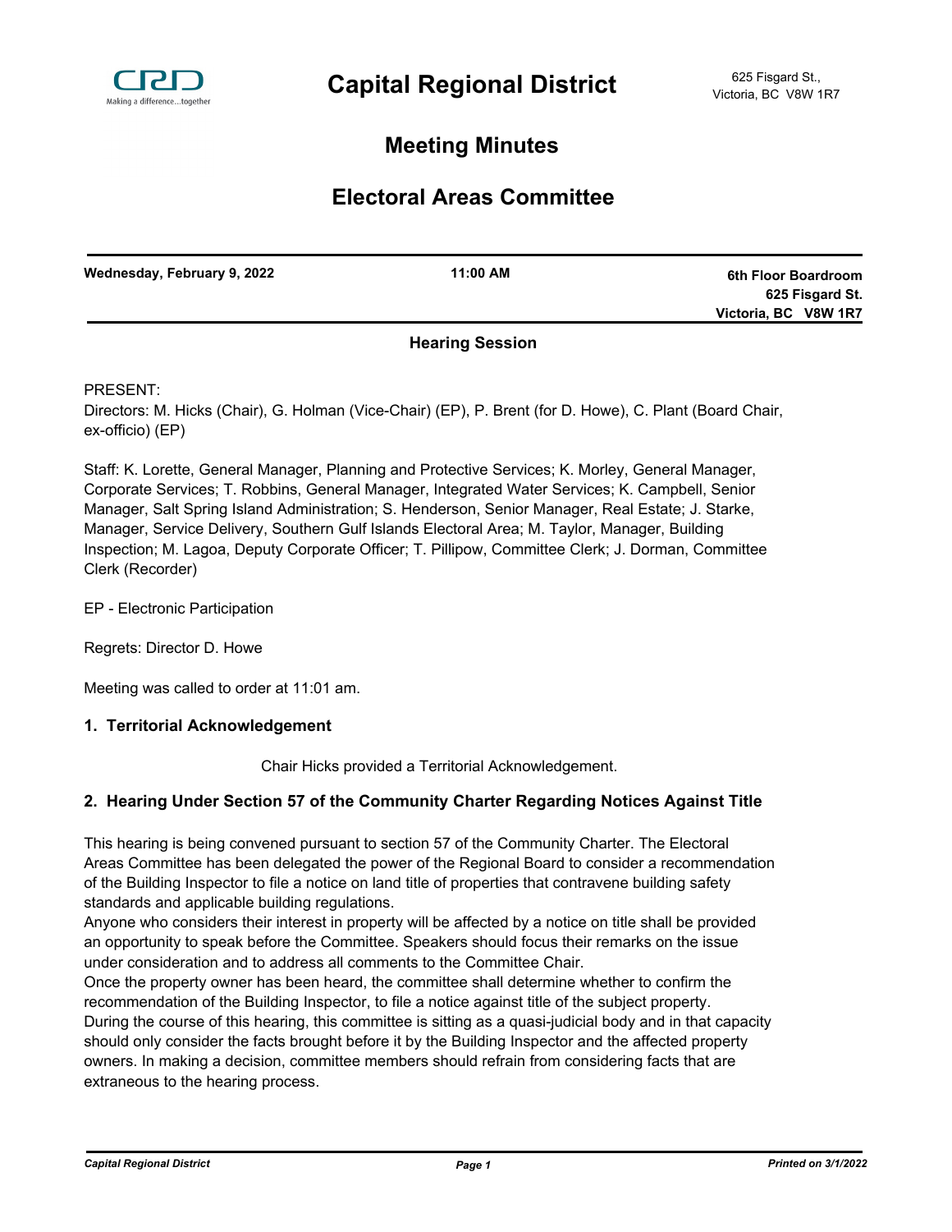# Capital Regional District

625 Fisgard St.,
Victoria, BC V8W 1R7

## Meeting Minutes

## Electoral Areas Committee

| Wednesday, February 9, 2022 | 11:00 AM | 6th Floor Boardroom<br>625 Fisgard St.<br>Victoria, BC V8W 1R7 |
|---|---|---|

**Hearing Session**

PRESENT:

Directors: M. Hicks (Chair), G. Holman (Vice-Chair) (EP), P. Brent (for D. Howe), C. Plant (Board Chair, ex-officio) (EP)

Staff: K. Lorette, General Manager, Planning and Protective Services; K. Morley, General Manager, Corporate Services; T. Robbins, General Manager, Integrated Water Services; K. Campbell, Senior Manager, Salt Spring Island Administration; S. Henderson, Senior Manager, Real Estate; J. Starke, Manager, Service Delivery, Southern Gulf Islands Electoral Area; M. Taylor, Manager, Building Inspection; M. Lagoa, Deputy Corporate Officer; T. Pillipow, Committee Clerk; J. Dorman, Committee Clerk (Recorder)

EP - Electronic Participation

Regrets: Director D. Howe

Meeting was called to order at 11:01 am.

### 1. Territorial Acknowledgement

Chair Hicks provided a Territorial Acknowledgement.

### 2. Hearing Under Section 57 of the Community Charter Regarding Notices Against Title

This hearing is being convened pursuant to section 57 of the Community Charter. The Electoral Areas Committee has been delegated the power of the Regional Board to consider a recommendation of the Building Inspector to file a notice on land title of properties that contravene building safety standards and applicable building regulations.

Anyone who considers their interest in property will be affected by a notice on title shall be provided an opportunity to speak before the Committee. Speakers should focus their remarks on the issue under consideration and to address all comments to the Committee Chair.

Once the property owner has been heard, the committee shall determine whether to confirm the recommendation of the Building Inspector, to file a notice against title of the subject property.

During the course of this hearing, this committee is sitting as a quasi-judicial body and in that capacity should only consider the facts brought before it by the Building Inspector and the affected property owners. In making a decision, committee members should refrain from considering facts that are extraneous to the hearing process.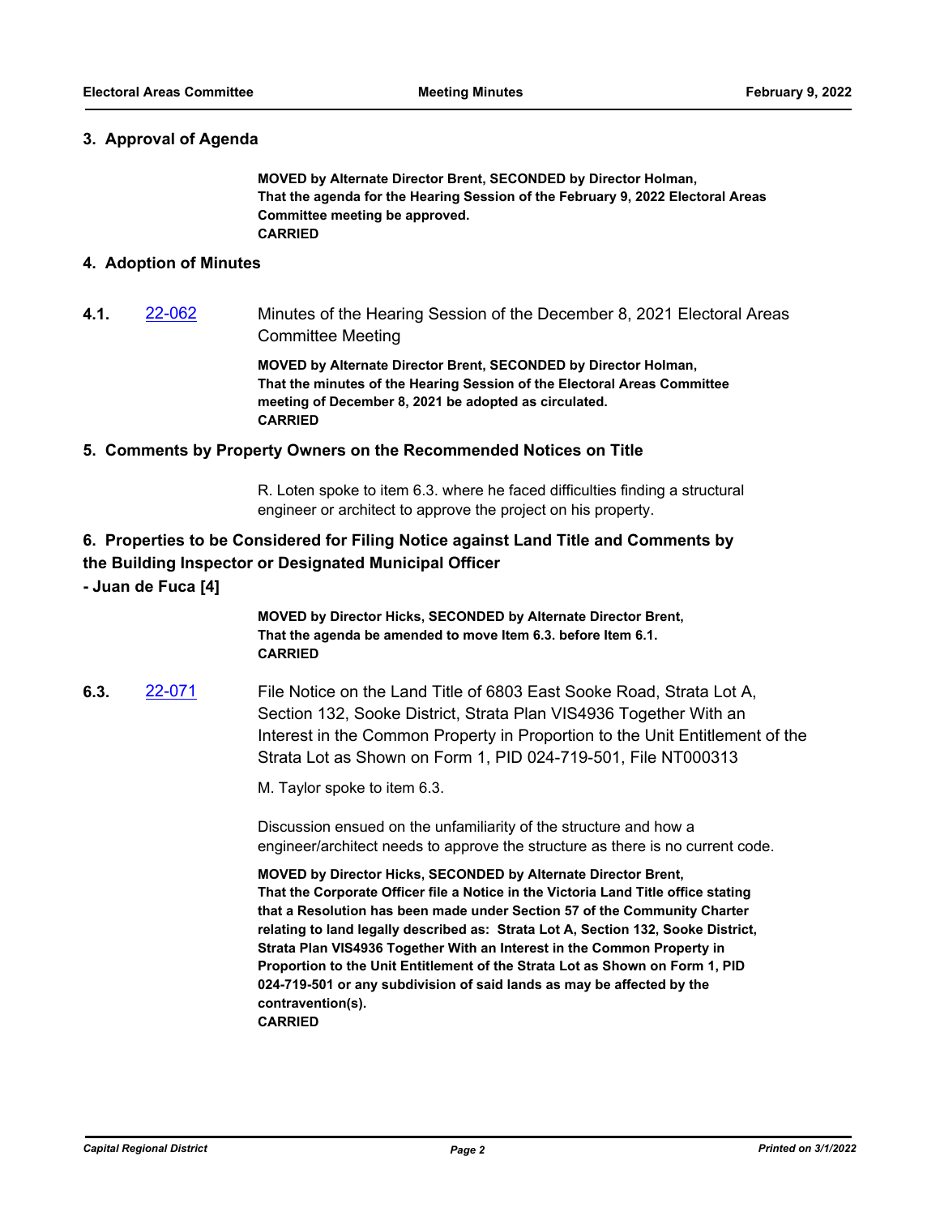## 3. Approval of Agenda

**MOVED by Alternate Director Brent, SECONDED by Director Holman,**
**That the agenda for the Hearing Session of the February 9, 2022 Electoral Areas Committee meeting be approved.**
**CARRIED**

## 4. Adoption of Minutes

**4.1.** 22-062 Minutes of the Hearing Session of the December 8, 2021 Electoral Areas Committee Meeting

**MOVED by Alternate Director Brent, SECONDED by Director Holman,**
**That the minutes of the Hearing Session of the Electoral Areas Committee meeting of December 8, 2021 be adopted as circulated.**
**CARRIED**

## 5. Comments by Property Owners on the Recommended Notices on Title

R. Loten spoke to item 6.3. where he faced difficulties finding a structural engineer or architect to approve the project on his property.

## 6. Properties to be Considered for Filing Notice against Land Title and Comments by the Building Inspector or Designated Municipal Officer

## - Juan de Fuca [4]

**MOVED by Director Hicks, SECONDED by Alternate Director Brent,**
**That the agenda be amended to move Item 6.3. before Item 6.1.**
**CARRIED**

**6.3.** 22-071 File Notice on the Land Title of 6803 East Sooke Road, Strata Lot A, Section 132, Sooke District, Strata Plan VIS4936 Together With an Interest in the Common Property in Proportion to the Unit Entitlement of the Strata Lot as Shown on Form 1, PID 024-719-501, File NT000313

M. Taylor spoke to item 6.3.

Discussion ensued on the unfamiliarity of the structure and how a engineer/architect needs to approve the structure as there is no current code.

**MOVED by Director Hicks, SECONDED by Alternate Director Brent,**
**That the Corporate Officer file a Notice in the Victoria Land Title office stating that a Resolution has been made under Section 57 of the Community Charter relating to land legally described as: Strata Lot A, Section 132, Sooke District, Strata Plan VIS4936 Together With an Interest in the Common Property in Proportion to the Unit Entitlement of the Strata Lot as Shown on Form 1, PID 024-719-501 or any subdivision of said lands as may be affected by the contravention(s).**
**CARRIED**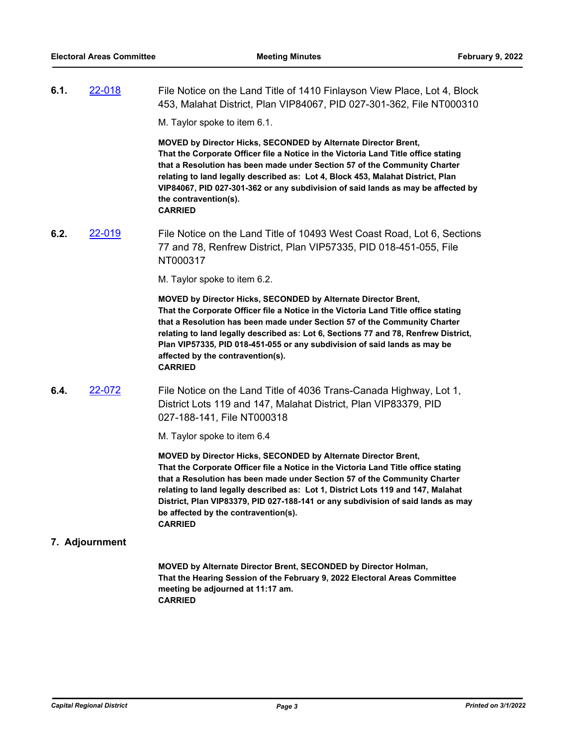**6.1.** 22-018 File Notice on the Land Title of 1410 Finlayson View Place, Lot 4, Block 453, Malahat District, Plan VIP84067, PID 027-301-362, File NT000310

M. Taylor spoke to item 6.1.

**MOVED by Director Hicks, SECONDED by Alternate Director Brent,**
**That the Corporate Officer file a Notice in the Victoria Land Title office stating that a Resolution has been made under Section 57 of the Community Charter relating to land legally described as: Lot 4, Block 453, Malahat District, Plan VIP84067, PID 027-301-362 or any subdivision of said lands as may be affected by the contravention(s).**
**CARRIED**

**6.2.** 22-019 File Notice on the Land Title of 10493 West Coast Road, Lot 6, Sections 77 and 78, Renfrew District, Plan VIP57335, PID 018-451-055, File NT000317

M. Taylor spoke to item 6.2.

**MOVED by Director Hicks, SECONDED by Alternate Director Brent,**
**That the Corporate Officer file a Notice in the Victoria Land Title office stating that a Resolution has been made under Section 57 of the Community Charter relating to land legally described as: Lot 6, Sections 77 and 78, Renfrew District, Plan VIP57335, PID 018-451-055 or any subdivision of said lands as may be affected by the contravention(s).**
**CARRIED**

**6.4.** 22-072 File Notice on the Land Title of 4036 Trans-Canada Highway, Lot 1, District Lots 119 and 147, Malahat District, Plan VIP83379, PID 027-188-141, File NT000318

M. Taylor spoke to item 6.4

**MOVED by Director Hicks, SECONDED by Alternate Director Brent,**
**That the Corporate Officer file a Notice in the Victoria Land Title office stating that a Resolution has been made under Section 57 of the Community Charter relating to land legally described as: Lot 1, District Lots 119 and 147, Malahat District, Plan VIP83379, PID 027-188-141 or any subdivision of said lands as may be affected by the contravention(s).**
**CARRIED**

## 7. Adjournment

**MOVED by Alternate Director Brent, SECONDED by Director Holman,**
**That the Hearing Session of the February 9, 2022 Electoral Areas Committee meeting be adjourned at 11:17 am.**
**CARRIED**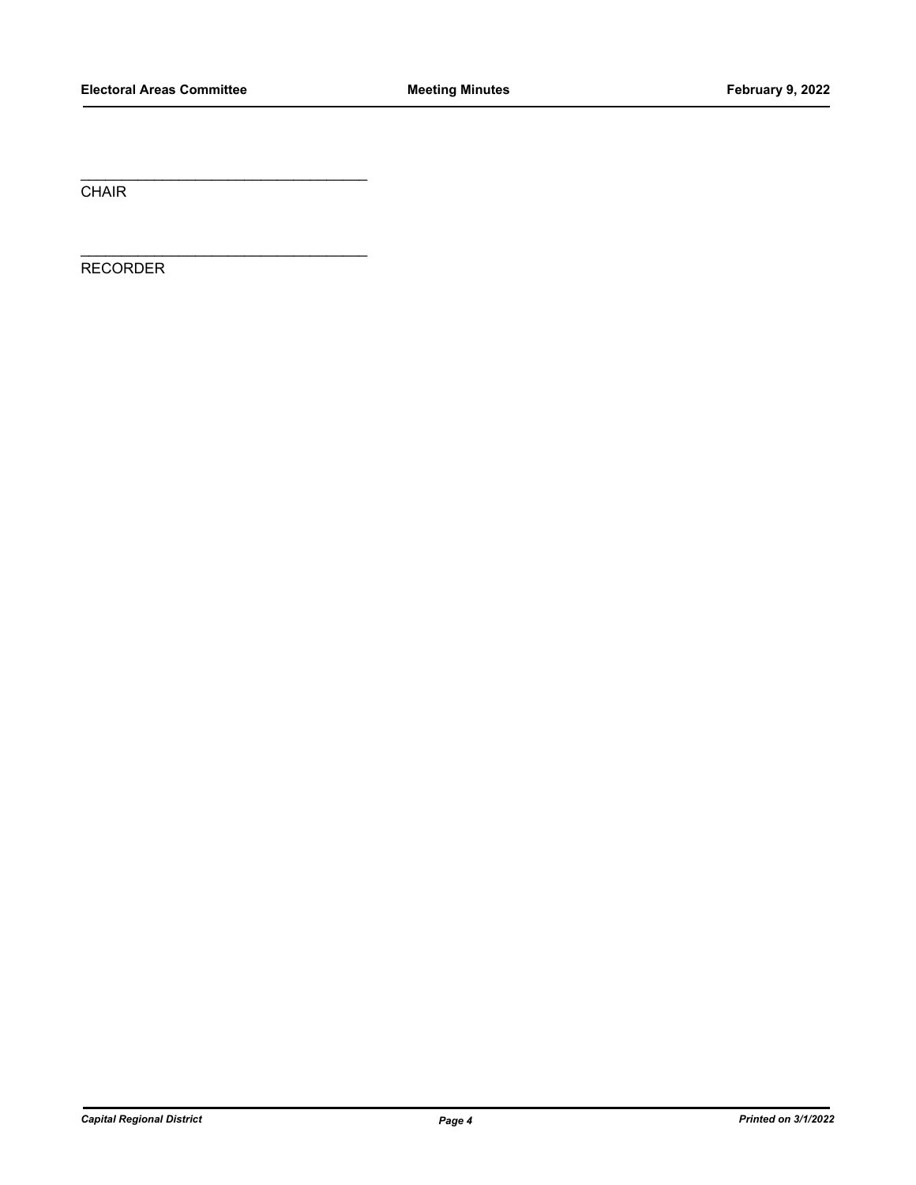___________________________________

CHAIR

___________________________________

RECORDER